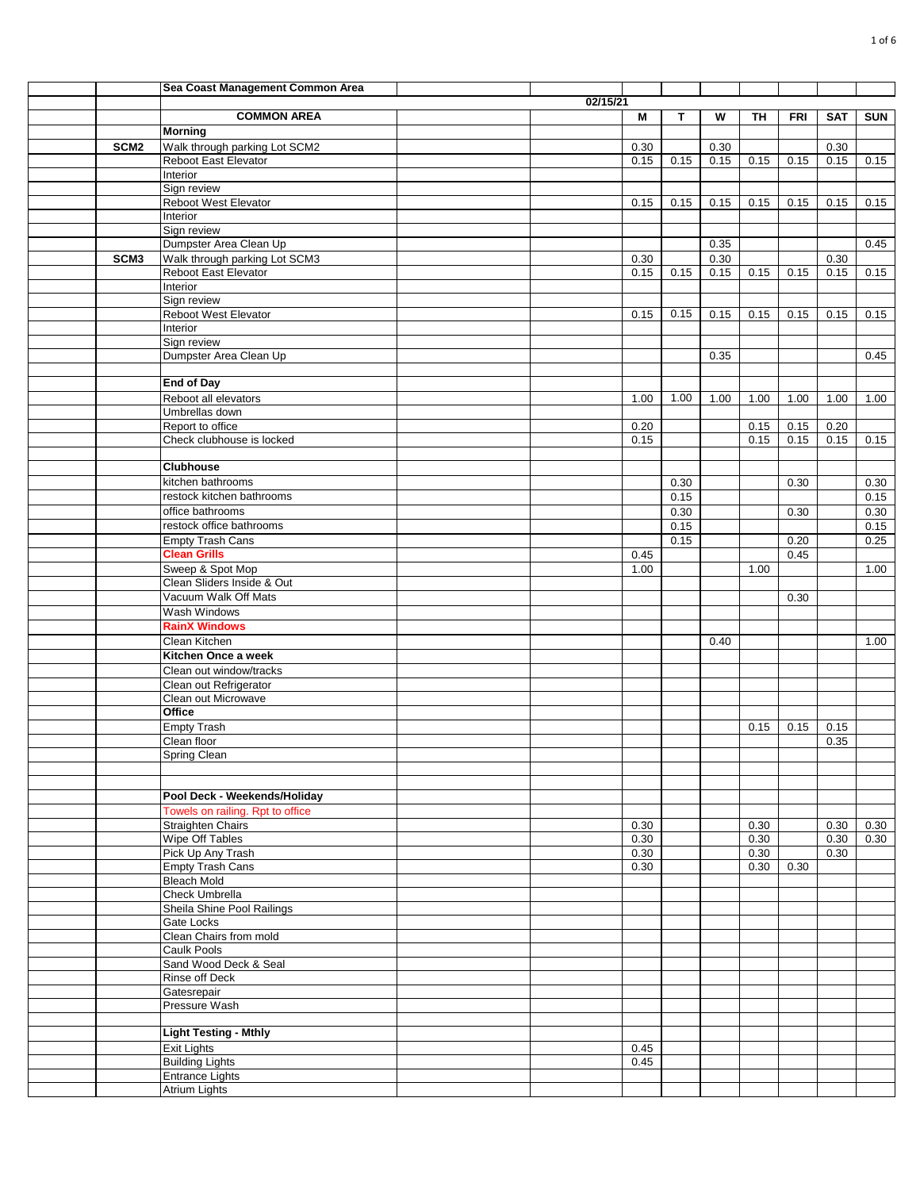| | | Sea Coast Management Common Area | | | | | | | | | |
|---|---|---|---|---|---|---|---|---|---|---|---|
| | | | | 02/15/21 | | | | | | | |
| | | **COMMON AREA** | | | **M** | **T** | **W** | **TH** | **FRI** | **SAT** | **SUN** |
| | | **Morning** | | | | | | | | | |
| | **SCM2** | Walk through parking Lot SCM2 | | | 0.30 | | 0.30 | | | 0.30 | |
| | | Reboot East Elevator | | | 0.15 | 0.15 | 0.15 | 0.15 | 0.15 | 0.15 | 0.15 |
| | | Interior | | | | | | | | | |
| | | Sign review | | | | | | | | | |
| | | Reboot West Elevator | | | 0.15 | 0.15 | 0.15 | 0.15 | 0.15 | 0.15 | 0.15 |
| | | Interior | | | | | | | | | |
| | | Sign review | | | | | | | | | |
| | | Dumpster Area Clean Up | | | | | 0.35 | | | | 0.45 |
| | **SCM3** | Walk through parking Lot SCM3 | | | 0.30 | | 0.30 | | | 0.30 | |
| | | Reboot East Elevator | | | 0.15 | 0.15 | 0.15 | 0.15 | 0.15 | 0.15 | 0.15 |
| | | Interior | | | | | | | | | |
| | | Sign review | | | | | | | | | |
| | | Reboot West Elevator | | | 0.15 | 0.15 | 0.15 | 0.15 | 0.15 | 0.15 | 0.15 |
| | | Interior | | | | | | | | | |
| | | Sign review | | | | | | | | | |
| | | Dumpster Area Clean Up | | | | | 0.35 | | | | 0.45 |
| | | | | | | | | | | | |
| | | **End of Day** | | | | | | | | | |
| | | Reboot all elevators | | | 1.00 | 1.00 | 1.00 | 1.00 | 1.00 | 1.00 | 1.00 |
| | | Umbrellas down | | | | | | | | | |
| | | Report to office | | | 0.20 | | | 0.15 | 0.15 | 0.20 | |
| | | Check clubhouse is locked | | | 0.15 | | | 0.15 | 0.15 | 0.15 | 0.15 |
| | | | | | | | | | | | |
| | | **Clubhouse** | | | | | | | | | |
| | | kitchen bathrooms | | | | 0.30 | | | 0.30 | | 0.30 |
| | | restock kitchen bathrooms | | | | 0.15 | | | | | 0.15 |
| | | office bathrooms | | | | 0.30 | | | 0.30 | | 0.30 |
| | | restock office bathrooms | | | | 0.15 | | | | | 0.15 |
| | | Empty Trash Cans | | | | 0.15 | | | 0.20 | | 0.25 |
| | | **Clean Grills** | | | 0.45 | | | | 0.45 | | |
| | | Sweep & Spot Mop | | | 1.00 | | | 1.00 | | | 1.00 |
| | | Clean Sliders Inside & Out | | | | | | | | | |
| | | Vacuum Walk Off Mats | | | | | | | 0.30 | | |
| | | Wash Windows | | | | | | | | | |
| | | **RainX Windows** | | | | | | | | | |
| | | Clean Kitchen | | | | | 0.40 | | | | 1.00 |
| | | **Kitchen Once a week** | | | | | | | | | |
| | | Clean out window/tracks | | | | | | | | | |
| | | Clean out Refrigerator | | | | | | | | | |
| | | Clean out Microwave | | | | | | | | | |
| | | **Office** | | | | | | | | | |
| | | Empty Trash | | | | | | 0.15 | 0.15 | 0.15 | |
| | | Clean floor | | | | | | | | 0.35 | |
| | | Spring Clean | | | | | | | | | |
| | | | | | | | | | | | |
| | | | | | | | | | | | |
| | | **Pool Deck - Weekends/Holiday** | | | | | | | | | |
| | | Towels on railing. Rpt to office | | | | | | | | | |
| | | Straighten Chairs | | | 0.30 | | | 0.30 | | 0.30 | 0.30 |
| | | Wipe Off Tables | | | 0.30 | | | 0.30 | | 0.30 | 0.30 |
| | | Pick Up Any Trash | | | 0.30 | | | 0.30 | | 0.30 | |
| | | Empty Trash Cans | | | 0.30 | | | 0.30 | 0.30 | | |
| | | Bleach Mold | | | | | | | | | |
| | | Check Umbrella | | | | | | | | | |
| | | Sheila Shine Pool Railings | | | | | | | | | |
| | | Gate Locks | | | | | | | | | |
| | | Clean Chairs from mold | | | | | | | | | |
| | | Caulk Pools | | | | | | | | | |
| | | Sand Wood Deck & Seal | | | | | | | | | |
| | | Rinse off Deck | | | | | | | | | |
| | | Gatesrepair | | | | | | | | | |
| | | Pressure Wash | | | | | | | | | |
| | | | | | | | | | | | |
| | | **Light Testing - Mthly** | | | | | | | | | |
| | | Exit Lights | | | 0.45 | | | | | | |
| | | Building Lights | | | 0.45 | | | | | | |
| | | Entrance Lights | | | | | | | | | |
| | | Atrium Lights | | | | | | | | | |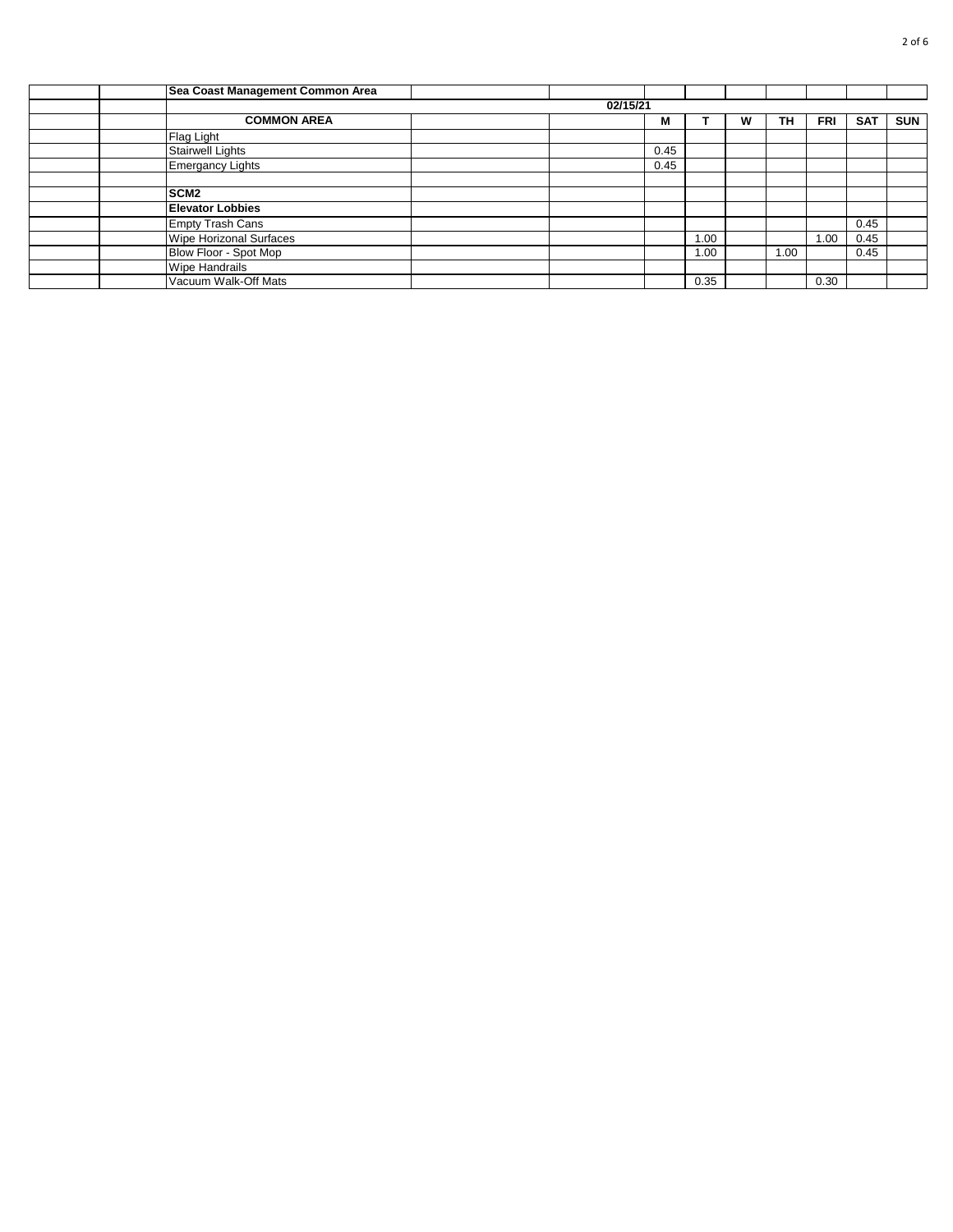| | | Sea Coast Management Common Area | | | | | | | | | |
|---|---|---|---|---|---|---|---|---|---|---|---|
| | | 02/15/21 | | | | | | | | | |
| | | COMMON AREA | | | M | T | W | TH | FRI | SAT | SUN |
| | | Flag Light | | | | | | | | | |
| | | Stairwell Lights | | | 0.45 | | | | | | |
| | | Emergancy Lights | | | 0.45 | | | | | | |
| | | | | | | | | | | | |
| | | SCM2 | | | | | | | | | |
| | | Elevator Lobbies | | | | | | | | | |
| | | Empty Trash Cans | | | | | | | | 0.45 | |
| | | Wipe Horizonal Surfaces | | | | 1.00 | | | 1.00 | 0.45 | |
| | | Blow Floor - Spot Mop | | | | 1.00 | | 1.00 | | 0.45 | |
| | | Wipe Handrails | | | | | | | | | |
| | | Vacuum Walk-Off Mats | | | | 0.35 | | | 0.30 | | |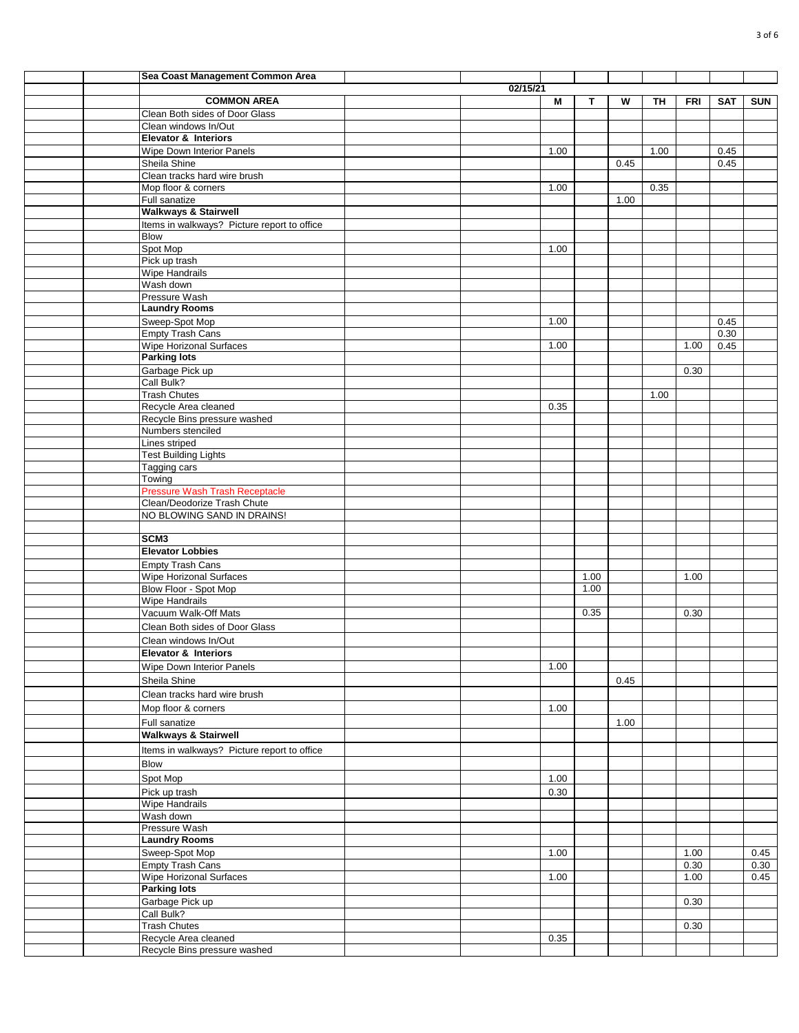| Sea Coast Management Common Area | | | | | | | | |
|---|---|---|---|---|---|---|---|---|
| 02/15/21 | | | | | | | | |
| **COMMON AREA** | M | T | W | TH | FRI | SAT | SUN |
| Clean Both sides of Door Glass | | | | | | | |
| Clean windows In/Out | | | | | | | |
| **Elevator & Interiors** | | | | | | | |
| Wipe Down Interior Panels | 1.00 | | | 1.00 | | 0.45 | |
| Sheila Shine | | | 0.45 | | | 0.45 | |
| Clean tracks hard wire brush | | | | | | | |
| Mop floor & corners | 1.00 | | | 0.35 | | | |
| Full sanatize | | | 1.00 | | | | |
| **Walkways & Stairwell** | | | | | | | |
| Items in walkways? Picture report to office | | | | | | | |
| Blow | | | | | | | |
| Spot Mop | 1.00 | | | | | | |
| Pick up trash | | | | | | | |
| Wipe Handrails | | | | | | | |
| Wash down | | | | | | | |
| Pressure Wash | | | | | | | |
| **Laundry Rooms** | | | | | | | |
| Sweep-Spot Mop | 1.00 | | | | | 0.45 | |
| Empty Trash Cans | | | | | | 0.30 | |
| Wipe Horizonal Surfaces | 1.00 | | | | 1.00 | 0.45 | |
| **Parking lots** | | | | | | | |
| Garbage Pick up | | | | | 0.30 | | |
| Call Bulk? | | | | | | | |
| Trash Chutes | | | | 1.00 | | | |
| Recycle Area cleaned | 0.35 | | | | | | |
| Recycle Bins pressure washed | | | | | | | |
| Numbers stenciled | | | | | | | |
| Lines striped | | | | | | | |
| Test Building Lights | | | | | | | |
| Tagging cars | | | | | | | |
| Towing | | | | | | | |
| Pressure Wash Trash Receptacle | | | | | | | |
| Clean/Deodorize Trash Chute | | | | | | | |
| NO BLOWING SAND IN DRAINS! | | | | | | | |
| | | | | | | | |
| **SCM3** | | | | | | | |
| **Elevator Lobbies** | | | | | | | |
| Empty Trash Cans | | | | | | | |
| Wipe Horizonal Surfaces | | 1.00 | | | 1.00 | | |
| Blow Floor - Spot Mop | | 1.00 | | | | | |
| Wipe Handrails | | | | | | | |
| Vacuum Walk-Off Mats | | 0.35 | | | 0.30 | | |
| Clean Both sides of Door Glass | | | | | | | |
| Clean windows In/Out | | | | | | | |
| **Elevator & Interiors** | | | | | | | |
| Wipe Down Interior Panels | 1.00 | | | | | | |
| Sheila Shine | | | 0.45 | | | | |
| Clean tracks hard wire brush | | | | | | | |
| Mop floor & corners | 1.00 | | | | | | |
| Full sanatize | | | 1.00 | | | | |
| **Walkways & Stairwell** | | | | | | | |
| Items in walkways? Picture report to office | | | | | | | |
| Blow | | | | | | | |
| Spot Mop | 1.00 | | | | | | |
| Pick up trash | 0.30 | | | | | | |
| Wipe Handrails | | | | | | | |
| Wash down | | | | | | | |
| Pressure Wash | | | | | | | |
| **Laundry Rooms** | | | | | | | |
| Sweep-Spot Mop | 1.00 | | | | 1.00 | | 0.45 |
| Empty Trash Cans | | | | | 0.30 | | 0.30 |
| Wipe Horizonal Surfaces | 1.00 | | | | 1.00 | | 0.45 |
| **Parking lots** | | | | | | | |
| Garbage Pick up | | | | | 0.30 | | |
| Call Bulk? | | | | | | | |
| Trash Chutes | | | | | 0.30 | | |
| Recycle Area cleaned | 0.35 | | | | | | |
| Recycle Bins pressure washed | | | | | | | |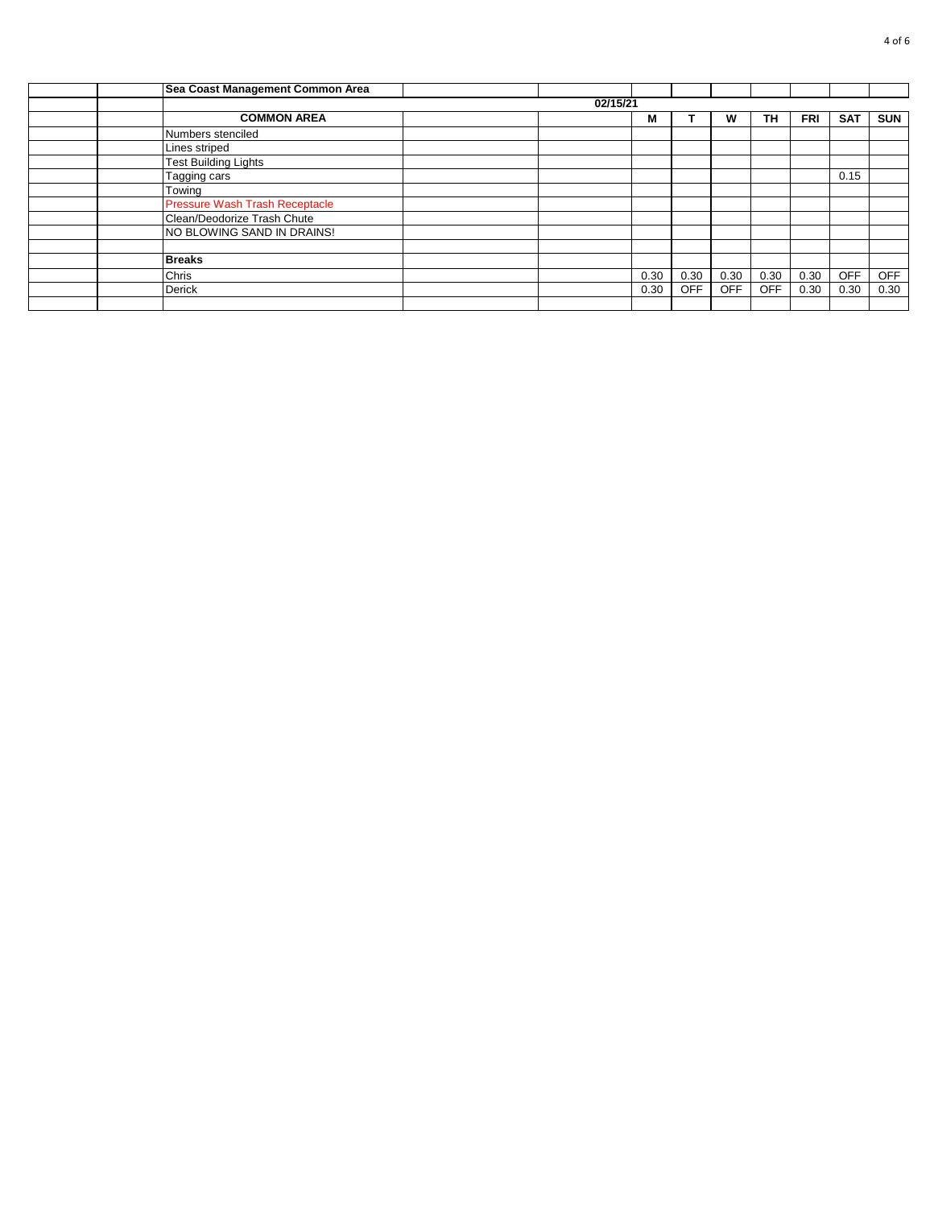| | | Sea Coast Management Common Area | | | | | | | | | |
|---|---|---|---|---|---|---|---|---|---|---|---|
| | | | | 02/15/21 | | | | | | | |
| | | **COMMON AREA** | | | **M** | **T** | **W** | **TH** | **FRI** | **SAT** | **SUN** |
| | | Numbers stenciled | | | | | | | | | |
| | | Lines striped | | | | | | | | | |
| | | Test Building Lights | | | | | | | | | |
| | | Tagging cars | | | | | | | | 0.15 | |
| | | Towing | | | | | | | | | |
| | | Pressure Wash Trash Receptacle | | | | | | | | | |
| | | Clean/Deodorize Trash Chute | | | | | | | | | |
| | | NO BLOWING SAND IN DRAINS! | | | | | | | | | |
| | | | | | | | | | | | |
| | | **Breaks** | | | | | | | | | |
| | | Chris | | | 0.30 | 0.30 | 0.30 | 0.30 | 0.30 | OFF | OFF |
| | | Derick | | | 0.30 | OFF | OFF | OFF | 0.30 | 0.30 | 0.30 |
| | | | | | | | | | | | |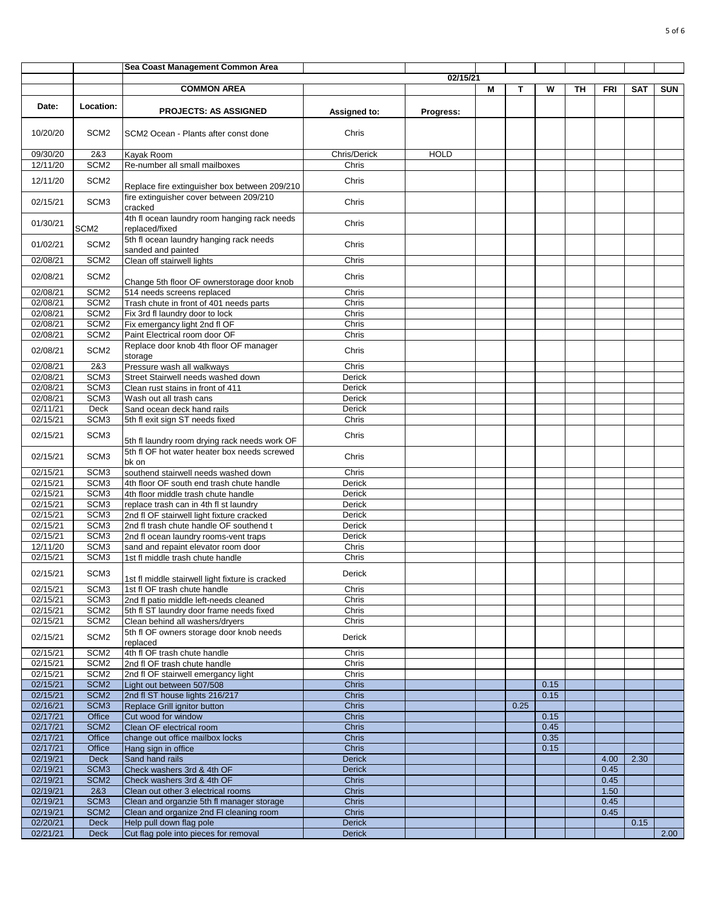| | | Sea Coast Management Common Area | | | | | | | | | |
|---|---|---|---|---|---|---|---|---|---|---|---|
| | | | | 02/15/21 | | | | | | | |
| | | COMMON AREA | | | M | T | W | TH | FRI | SAT | SUN |
| Date: | Location: | PROJECTS: AS ASSIGNED | Assigned to: | Progress: | | | | | | | |
| 10/20/20 | SCM2 | SCM2 Ocean - Plants after const done | Chris | | | | | | | | |
| 09/30/20 | 2&3 | Kayak Room | Chris/Derick | HOLD | | | | | | | |
| 12/11/20 | SCM2 | Re-number all small mailboxes | Chris | | | | | | | | |
| 12/11/20 | SCM2 | Replace fire extinguisher box between 209/210 | Chris | | | | | | | | |
| 02/15/21 | SCM3 | fire extinguisher cover between 209/210 cracked | Chris | | | | | | | | |
| 01/30/21 | SCM2 | 4th fl ocean laundry room hanging rack needs replaced/fixed | Chris | | | | | | | | |
| 01/02/21 | SCM2 | 5th fl ocean laundry hanging rack needs sanded and painted | Chris | | | | | | | | |
| 02/08/21 | SCM2 | Clean off stairwell lights | Chris | | | | | | | | |
| 02/08/21 | SCM2 | Change 5th floor OF ownerstorage door knob | Chris | | | | | | | | |
| 02/08/21 | SCM2 | 514 needs screens replaced | Chris | | | | | | | | |
| 02/08/21 | SCM2 | Trash chute in front of 401 needs parts | Chris | | | | | | | | |
| 02/08/21 | SCM2 | Fix 3rd fl laundry door to lock | Chris | | | | | | | | |
| 02/08/21 | SCM2 | Fix emergancy light 2nd fl OF | Chris | | | | | | | | |
| 02/08/21 | SCM2 | Paint Electrical room door OF | Chris | | | | | | | | |
| 02/08/21 | SCM2 | Replace door knob 4th floor OF manager storage | Chris | | | | | | | | |
| 02/08/21 | 2&3 | Pressure wash all walkways | Chris | | | | | | | | |
| 02/08/21 | SCM3 | Street Stairwell needs washed down | Derick | | | | | | | | |
| 02/08/21 | SCM3 | Clean rust stains in front of 411 | Derick | | | | | | | | |
| 02/08/21 | SCM3 | Wash out all trash cans | Derick | | | | | | | | |
| 02/11/21 | Deck | Sand ocean deck hand rails | Derick | | | | | | | | |
| 02/15/21 | SCM3 | 5th fl exit sign ST needs fixed | Chris | | | | | | | | |
| 02/15/21 | SCM3 | 5th fl laundry room drying rack needs work OF | Chris | | | | | | | | |
| 02/15/21 | SCM3 | 5th fl OF hot water heater box needs screwed bk on | Chris | | | | | | | | |
| 02/15/21 | SCM3 | southend stairwell needs washed down | Chris | | | | | | | | |
| 02/15/21 | SCM3 | 4th floor OF south end trash chute handle | Derick | | | | | | | | |
| 02/15/21 | SCM3 | 4th floor middle trash chute handle | Derick | | | | | | | | |
| 02/15/21 | SCM3 | replace trash can in 4th fl st laundry | Derick | | | | | | | | |
| 02/15/21 | SCM3 | 2nd fl OF stairwell light fixture cracked | Derick | | | | | | | | |
| 02/15/21 | SCM3 | 2nd fl trash chute handle OF southend t | Derick | | | | | | | | |
| 02/15/21 | SCM3 | 2nd fl ocean laundry rooms-vent traps | Derick | | | | | | | | |
| 12/11/20 | SCM3 | sand and repaint elevator room door | Chris | | | | | | | | |
| 02/15/21 | SCM3 | 1st fl middle trash chute handle | Chris | | | | | | | | |
| 02/15/21 | SCM3 | 1st fl middle stairwell light fixture is cracked | Derick | | | | | | | | |
| 02/15/21 | SCM3 | 1st fl OF trash chute handle | Chris | | | | | | | | |
| 02/15/21 | SCM3 | 2nd fl patio middle left-needs cleaned | Chris | | | | | | | | |
| 02/15/21 | SCM2 | 5th fl ST laundry door frame needs fixed | Chris | | | | | | | | |
| 02/15/21 | SCM2 | Clean behind all washers/dryers | Chris | | | | | | | | |
| 02/15/21 | SCM2 | 5th fl OF owners storage door knob needs replaced | Derick | | | | | | | | |
| 02/15/21 | SCM2 | 4th fl OF trash chute handle | Chris | | | | | | | | |
| 02/15/21 | SCM2 | 2nd fl OF trash chute handle | Chris | | | | | | | | |
| 02/15/21 | SCM2 | 2nd fl OF stairwell emergancy light | Chris | | | | | | | | |
| 02/15/21 | SCM2 | Light out between 507/508 | Chris | | | | 0.15 | | | | |
| 02/15/21 | SCM2 | 2nd fl ST house lights 216/217 | Chris | | | | 0.15 | | | | |
| 02/16/21 | SCM3 | Replace Grill ignitor button | Chris | | | 0.25 | | | | | |
| 02/17/21 | Office | Cut wood for window | Chris | | | | 0.15 | | | | |
| 02/17/21 | SCM2 | Clean OF electrical room | Chris | | | | 0.45 | | | | |
| 02/17/21 | Office | change out office mailbox locks | Chris | | | | 0.35 | | | | |
| 02/17/21 | Office | Hang sign in office | Chris | | | | 0.15 | | | | |
| 02/19/21 | Deck | Sand hand rails | Derick | | | | | | 4.00 | 2.30 | |
| 02/19/21 | SCM3 | Check washers 3rd & 4th OF | Derick | | | | | | 0.45 | | |
| 02/19/21 | SCM2 | Check washers 3rd & 4th OF | Chris | | | | | | 0.45 | | |
| 02/19/21 | 2&3 | Clean out other 3 electrical rooms | Chris | | | | | | 1.50 | | |
| 02/19/21 | SCM3 | Clean and organzie 5th fl manager storage | Chris | | | | | | 0.45 | | |
| 02/19/21 | SCM2 | Clean and organize 2nd Fl cleaning room | Chris | | | | | | 0.45 | | |
| 02/20/21 | Deck | Help pull down flag pole | Derick | | | | | | | 0.15 | |
| 02/21/21 | Deck | Cut flag pole into pieces for removal | Derick | | | | | | | | 2.00 |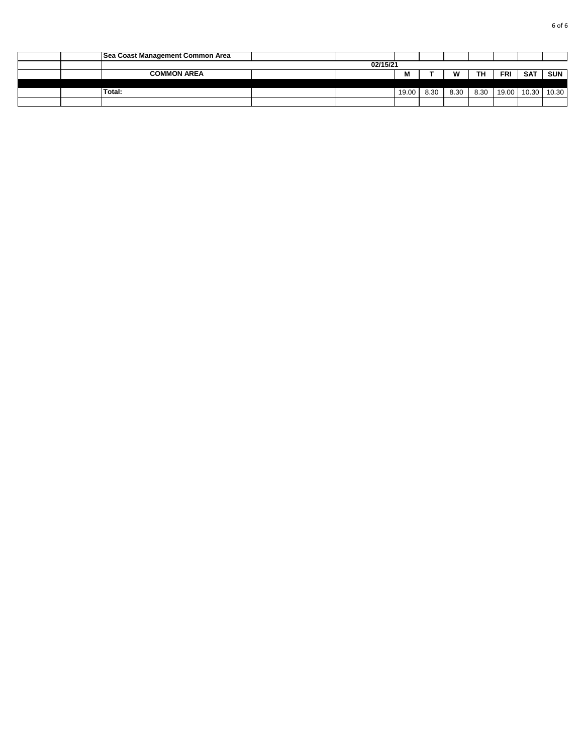| | | | | | | | | | | | |
|---|---|---|---|---|---|---|---|---|---|---|---|
| | | Sea Coast Management Common Area | | | | | | | | | |
| | | | | 02/15/21 | | | | | | | |
| | | COMMON AREA | | | M | T | W | TH | FRI | SAT | SUN |
| | | | | | | | | | | | |
| | | Total: | | | 19.00 | 8.30 | 8.30 | 8.30 | 19.00 | 10.30 | 10.30 |
| | | | | | | | | | | | |